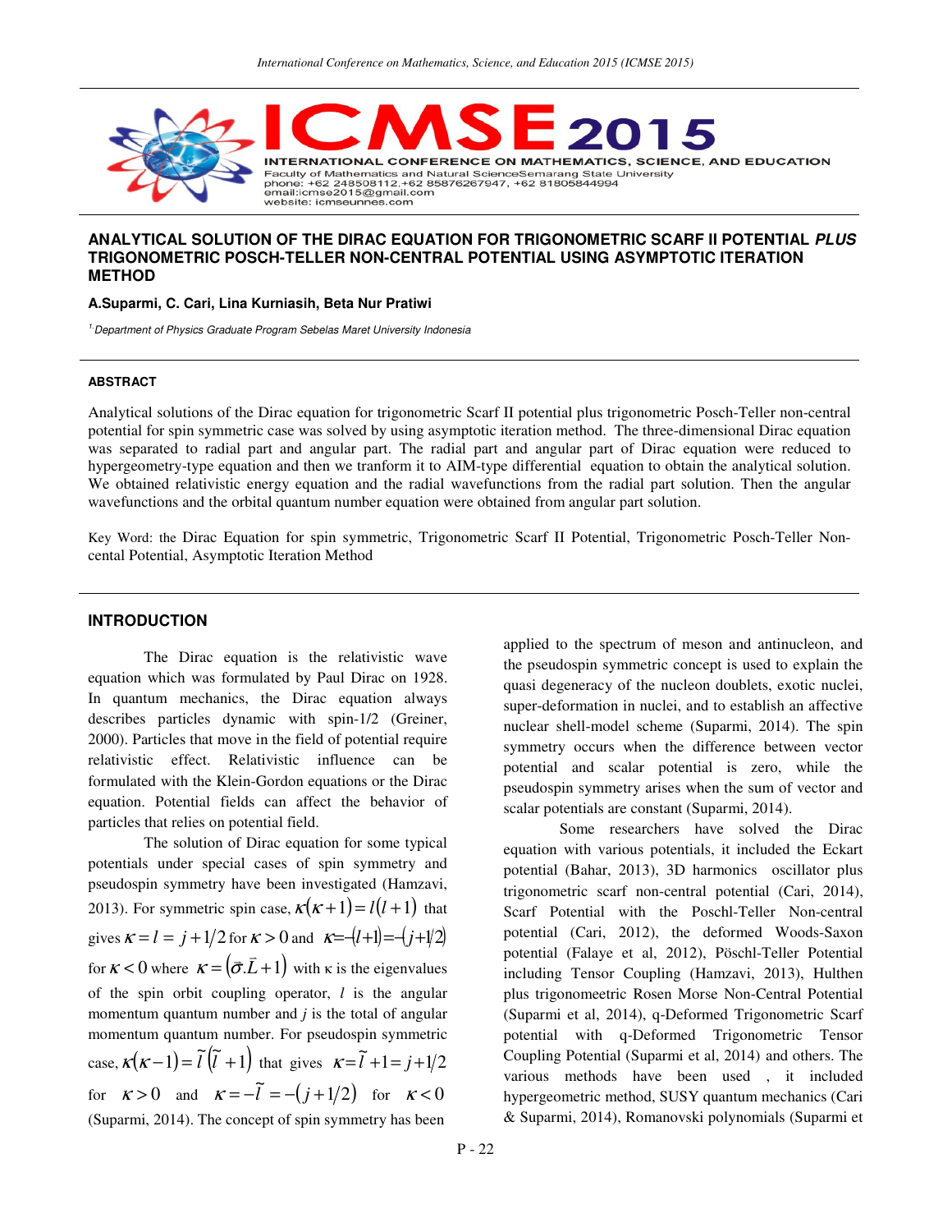# ANALYTICAL SOLUTION OF THE DIRAC EQUATION FOR TRIGONOMETRIC SCARF II POTENTIAL *PLUS* TRIGONOMETRIC POSCH-TELLER NON-CENTRAL POTENTIAL USING ASYMPTOTIC ITERATION METHOD

**A.Suparmi, C. Cari, Lina Kurniasih, Beta Nur Pratiwi**

*[1] Department of Physics Graduate Program Sebelas Maret University Indonesia*

#### ABSTRACT

Analytical solutions of the Dirac equation for trigonometric Scarf II potential plus trigonometric Posch-Teller non-central potential for spin symmetric case was solved by using asymptotic iteration method. The three-dimensional Dirac equation was separated to radial part and angular part. The radial part and angular part of Dirac equation were reduced to hypergeometry-type equation and then we tranform it to AIM-type differential equation to obtain the analytical solution. We obtained relativistic energy equation and the radial wavefunctions from the radial part solution. Then the angular wavefunctions and the orbital quantum number equation were obtained from angular part solution.

Key Word: the Dirac Equation for spin symmetric, Trigonometric Scarf II Potential, Trigonometric Posch-Teller Non-cental Potential, Asymptotic Iteration Method

## INTRODUCTION

The Dirac equation is the relativistic wave equation which was formulated by Paul Dirac on 1928. In quantum mechanics, the Dirac equation always describes particles dynamic with spin-1/2 (Greiner, 2000). Particles that move in the field of potential require relativistic effect. Relativistic influence can be formulated with the Klein-Gordon equations or the Dirac equation. Potential fields can affect the behavior of particles that relies on potential field.

The solution of Dirac equation for some typical potentials under special cases of spin symmetry and pseudospin symmetry have been investigated (Hamzavi, 2013). For symmetric spin case, $\kappa(\kappa+1)=l(l+1)$ that gives $\kappa=l=j+1/2$ for $\kappa>0$ and $\kappa=-(l+1)=-(j+1/2)$ for $\kappa<0$ where $\kappa=(\vec{\sigma}.\vec{L}+1)$ with κ is the eigenvalues of the spin orbit coupling operator, $l$ is the angular momentum quantum number and $j$ is the total of angular momentum quantum number. For pseudospin symmetric case, $\kappa(\kappa-1)=\tilde{l}(\tilde{l}+1)$ that gives $\kappa=\tilde{l}+1=j+1/2$ for $\kappa>0$ and $\kappa=-\tilde{l}=-(j+1/2)$ for $\kappa<0$ (Suparmi, 2014). The concept of spin symmetry has been applied to the spectrum of meson and antinucleon, and the pseudospin symmetric concept is used to explain the quasi degeneracy of the nucleon doublets, exotic nuclei, super-deformation in nuclei, and to establish an affective nuclear shell-model scheme (Suparmi, 2014). The spin symmetry occurs when the difference between vector potential and scalar potential is zero, while the pseudospin symmetry arises when the sum of vector and scalar potentials are constant (Suparmi, 2014).

Some researchers have solved the Dirac equation with various potentials, it included the Eckart potential (Bahar, 2013), 3D harmonics oscillator plus trigonometric scarf non-central potential (Cari, 2014), Scarf Potential with the Poschl-Teller Non-central potential (Cari, 2012), the deformed Woods-Saxon potential (Falaye et al, 2012), Pöschl-Teller Potential including Tensor Coupling (Hamzavi, 2013), Hulthen plus trigonomeetric Rosen Morse Non-Central Potential (Suparmi et al, 2014), q-Deformed Trigonometric Scarf potential with q-Deformed Trigonometric Tensor Coupling Potential (Suparmi et al, 2014) and others. The various methods have been used , it included hypergeometric method, SUSY quantum mechanics (Cari & Suparmi, 2014), Romanovski polynomials (Suparmi et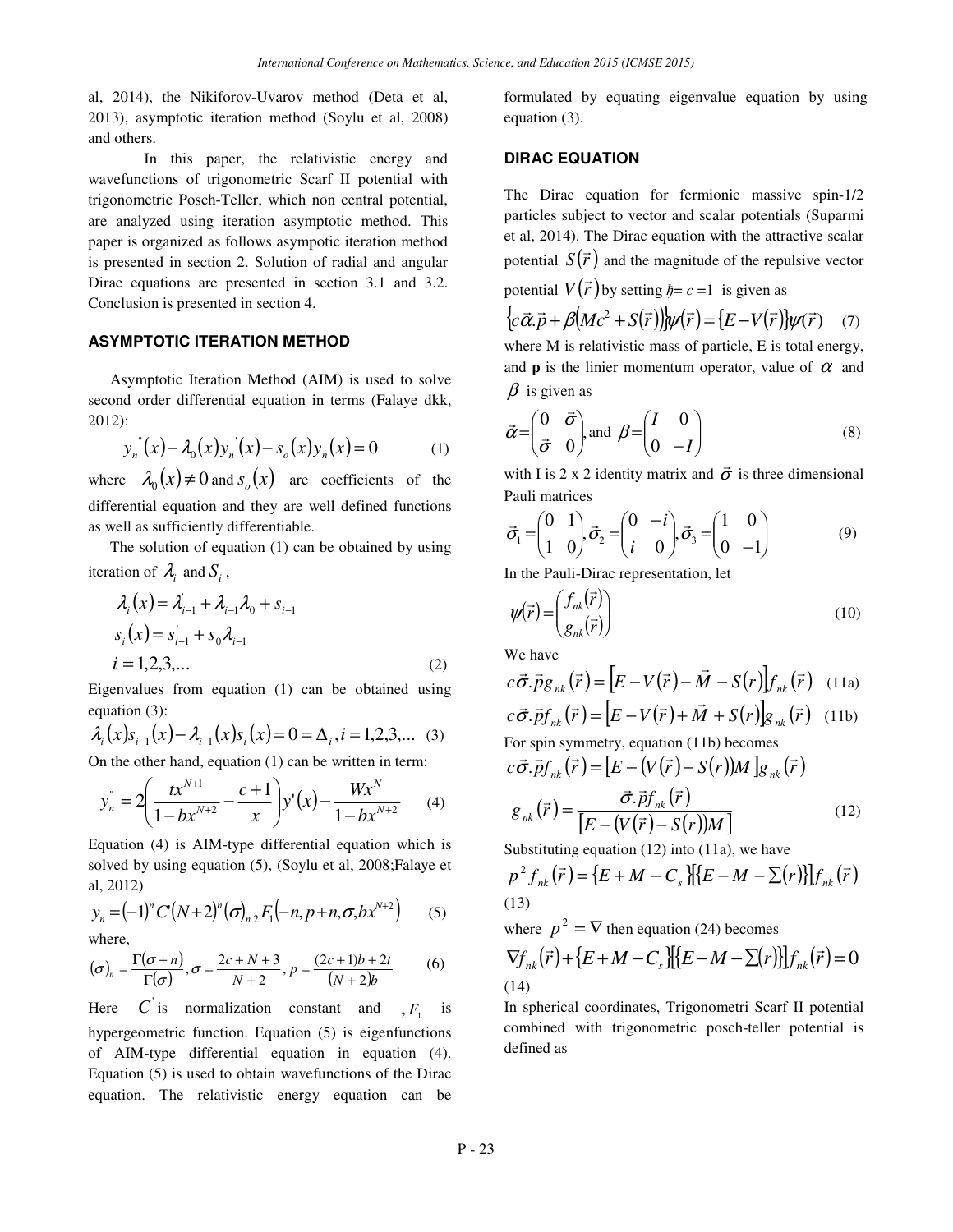al, 2014), the Nikiforov-Uvarov method (Deta et al, 2013), asymptotic iteration method (Soylu et al, 2008) and others.

In this paper, the relativistic energy and wavefunctions of trigonometric Scarf II potential with trigonometric Posch-Teller, which non central potential, are analyzed using iteration asymptotic method. This paper is organized as follows asympotic iteration method is presented in section 2. Solution of radial and angular Dirac equations are presented in section 3.1 and 3.2. Conclusion is presented in section 4.

## ASYMPTOTIC ITERATION METHOD

Asymptotic Iteration Method (AIM) is used to solve second order differential equation in terms (Falaye dkk, 2012):

$$y_n^{''}(x) - \lambda_0(x) y_n^{'}(x) - s_o(x) y_n(x) = 0 \qquad (1)$$

where $\lambda_0(x) \neq 0$ and $s_o(x)$ are coefficients of the differential equation and they are well defined functions as well as sufficiently differentiable.

The solution of equation (1) can be obtained by using iteration of $\lambda_i$ and $S_i$,

$$\lambda_i(x) = \lambda_{i-1}^{'} + \lambda_{i-1}\lambda_0 + s_{i-1}$$
$$s_i(x) = s_{i-1}^{'} + s_0\lambda_{i-1}$$
$$i = 1,2,3,... \qquad (2)$$

Eigenvalues from equation (1) can be obtained using equation (3):

$$\lambda_i(x) s_{i-1}(x) - \lambda_{i-1}(x) s_i(x) = 0 = \Delta_i, i = 1,2,3,... \quad (3)$$

On the other hand, equation (1) can be written in term:

$$y_n^{''} = 2\left(\frac{tx^{N+1}}{1-bx^{N+2}} - \frac{c+1}{x}\right) y'(x) - \frac{Wx^N}{1-bx^{N+2}} \qquad (4)$$

Equation (4) is AIM-type differential equation which is solved by using equation (5), (Soylu et al, 2008;Falaye et al, 2012)

$$y_n = (-1)^n C'(N+2)^n (\sigma)_n \, {}_2F_1\left(-n, p+n, \sigma, bx^{N+2}\right) \qquad (5)$$

where,

$$(\sigma)_n = \frac{\Gamma(\sigma+n)}{\Gamma(\sigma)}, \sigma = \frac{2c+N+3}{N+2}, p = \frac{(2c+1)b+2t}{(N+2)b} \qquad (6)$$

Here $C^{'}$ is normalization constant and ${}_2F_1$ is hypergeometric function. Equation (5) is eigenfunctions of AIM-type differential equation in equation (4). Equation (5) is used to obtain wavefunctions of the Dirac equation. The relativistic energy equation can be formulated by equating eigenvalue equation by using equation (3).

## DIRAC EQUATION

The Dirac equation for fermionic massive spin-1/2 particles subject to vector and scalar potentials (Suparmi et al, 2014). The Dirac equation with the attractive scalar potential $S(\vec{r})$ and the magnitude of the repulsive vector potential $V(\vec{r})$ by setting $\hbar = c = 1$ is given as

$$\left\{c\vec{\alpha}.\vec{p} + \beta\left(Mc^2 + S(\vec{r})\right)\right\}\psi(\vec{r}) = \left\{E - V(\vec{r})\right\}\psi(\vec{r}) \quad (7)$$

where M is relativistic mass of particle, E is total energy, and **p** is the linier momentum operator, value of $\alpha$ and $\beta$ is given as

$$\vec{\alpha} = \begin{pmatrix} 0 & \vec{\sigma} \\ \vec{\sigma} & 0 \end{pmatrix}, \text{and } \beta = \begin{pmatrix} I & 0 \\ 0 & -I \end{pmatrix} \qquad (8)$$

with I is 2 x 2 identity matrix and $\vec{\sigma}$ is three dimensional Pauli matrices

$$\vec{\sigma}_1 = \begin{pmatrix} 0 & 1 \\ 1 & 0 \end{pmatrix}, \vec{\sigma}_2 = \begin{pmatrix} 0 & -i \\ i & 0 \end{pmatrix}, \vec{\sigma}_3 = \begin{pmatrix} 1 & 0 \\ 0 & -1 \end{pmatrix} \qquad (9)$$

In the Pauli-Dirac representation, let

$$\psi(\vec{r}) = \begin{pmatrix} f_{nk}(\vec{r}) \\ g_{nk}(\vec{r}) \end{pmatrix} \qquad (10)$$

We have

$$c\vec{\sigma}.\vec{p} g_{nk}(\vec{r}) = \left[E - V(\vec{r}) - \vec{M} - S(r)\right] f_{nk}(\vec{r}) \quad (11a)$$

$$c\vec{\sigma}.\vec{p} f_{nk}(\vec{r}) = \left[E - V(\vec{r}) + \vec{M} + S(r)\right] g_{nk}(\vec{r}) \quad (11b)$$

For spin symmetry, equation (11b) becomes

$$c\vec{\sigma}.\vec{p} f_{nk}(\vec{r}) = \left[E - \left(V(\vec{r}) - S(r)\right)M\right] g_{nk}(\vec{r})$$

$$g_{nk}(\vec{r}) = \frac{\vec{\sigma}.\vec{p} f_{nk}(\vec{r})}{\left[E - \left(V(\vec{r}) - S(r)\right)M\right]} \qquad (12)$$

Substituting equation (12) into (11a), we have

$$p^2 f_{nk}(\vec{r}) = \{E + M - C_s\}\left[\{E - M - \Sigma(r)\}\right] f_{nk}(\vec{r}) \qquad (13)$$

where $p^2 = \nabla$ then equation (24) becomes

$$\nabla f_{nk}(\vec{r}) + \{E + M - C_s\}\left[\{E - M - \Sigma(r)\}\right] f_{nk}(\vec{r}) = 0 \qquad (14)$$

In spherical coordinates, Trigonometri Scarf II potential combined with trigonometric posch-teller potential is defined as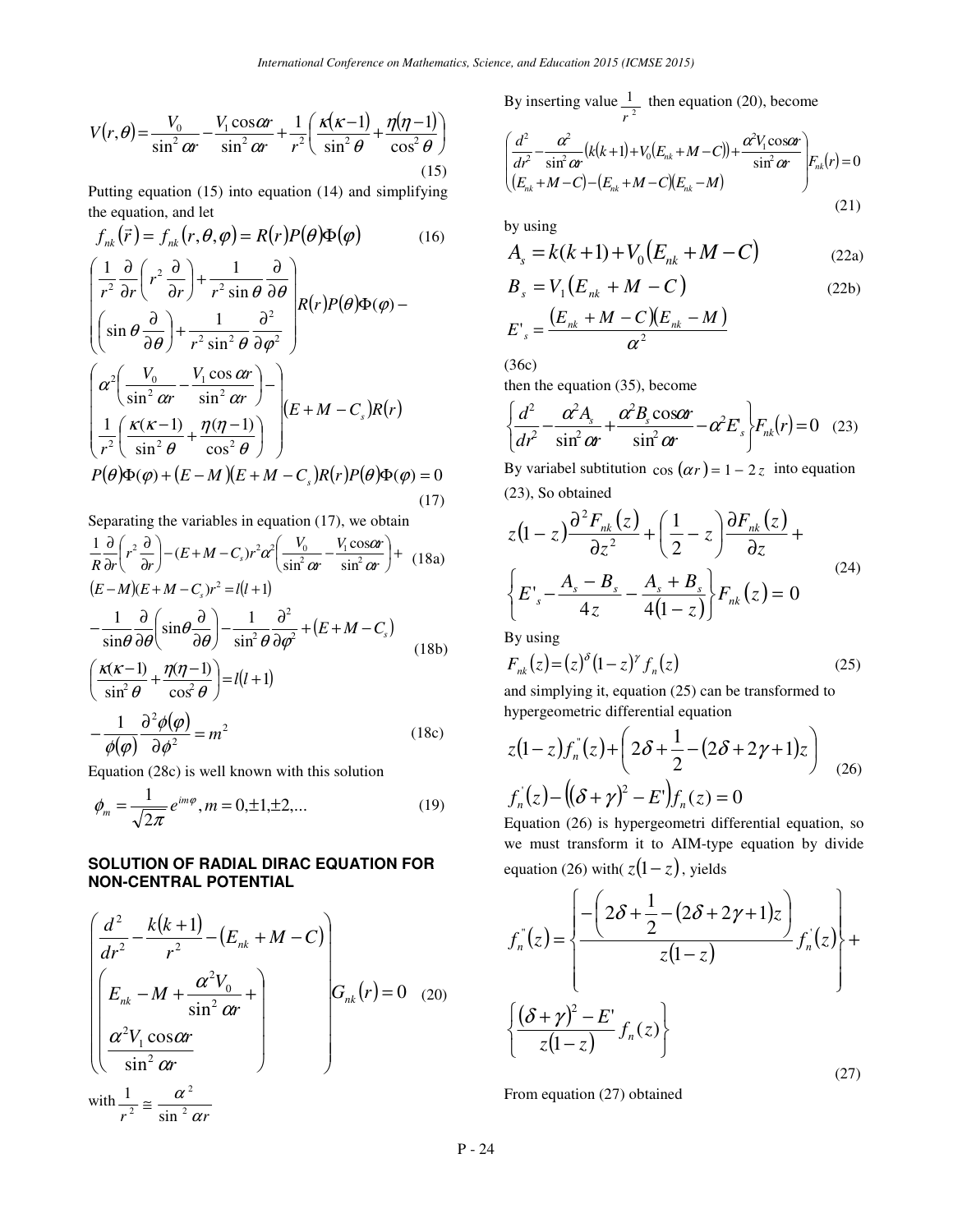$$V(r,\theta)=\frac{V_0}{\sin^2 \alpha r}-\frac{V_1 \cos \alpha r}{\sin^2 \alpha r}+\frac{1}{r^2}\left(\frac{\kappa(\kappa-1)}{\sin^2 \theta}+\frac{\eta(\eta-1)}{\cos^2 \theta}\right) \tag{15}$$

Putting equation (15) into equation (14) and simplifying the equation, and let

$$f_{nk}(\vec{r})=f_{nk}(r,\theta,\varphi)=R(r)P(\theta)\Phi(\varphi) \tag{16}$$

$$\begin{gathered}
\left(\begin{array}{l}
\frac{1}{r^2}\frac{\partial}{\partial r}\left(r^2\frac{\partial}{\partial r}\right)+\frac{1}{r^2 \sin\theta}\frac{\partial}{\partial \theta} \\
\left(\sin\theta\frac{\partial}{\partial\theta}\right)+\frac{1}{r^2\sin^2\theta}\frac{\partial^2}{\partial\varphi^2}
\end{array}\right)R(r)P(\theta)\Phi(\varphi)- \\
\left(\begin{array}{l}
\alpha^2\left(\frac{V_0}{\sin^2 \alpha r}-\frac{V_1\cos\alpha r}{\sin^2\alpha r}\right)- \\
\frac{1}{r^2}\left(\frac{\kappa(\kappa-1)}{\sin^2\theta}+\frac{\eta(\eta-1)}{\cos^2\theta}\right)
\end{array}\right)(E+M-C_s)R(r) \\
P(\theta)\Phi(\varphi)+(E-M)(E+M-C_s)R(r)P(\theta)\Phi(\varphi)=0
\end{gathered} \tag{17}$$

Separating the variables in equation (17), we obtain

$$\begin{gathered}
\frac{1}{R}\frac{\partial}{\partial r}\left(r^2\frac{\partial}{\partial r}\right)-(E+M-C_s)r^2\alpha^2\left(\frac{V_0}{\sin^2\alpha r}-\frac{V_1\cos\alpha r}{\sin^2\alpha r}\right)+ \\
(E-M)(E+M-C_s)r^2=l(l+1)
\end{gathered} \tag{18a}$$

$$\begin{gathered}
-\frac{1}{\sin\theta}\frac{\partial}{\partial\theta}\left(\sin\theta\frac{\partial}{\partial\theta}\right)-\frac{1}{\sin^2\theta}\frac{\partial^2}{\partial\varphi^2}+(E+M-C_s) \\
\left(\frac{\kappa(\kappa-1)}{\sin^2\theta}+\frac{\eta(\eta-1)}{\cos^2\theta}\right)=l(l+1)
\end{gathered} \tag{18b}$$

$$-\frac{1}{\phi(\varphi)}\frac{\partial^2\phi(\varphi)}{\partial\phi^2}=m^2 \tag{18c}$$

Equation (28c) is well known with this solution

$$\phi_m=\frac{1}{\sqrt{2\pi}}e^{im\varphi}, m=0,\pm1,\pm2,... \tag{19}$$

## SOLUTION OF RADIAL DIRAC EQUATION FOR NON-CENTRAL POTENTIAL

$$\left(\begin{array}{l}
\frac{d^2}{dr^2}-\frac{k(k+1)}{r^2}-(E_{nk}+M-C) \\
\left(\begin{array}{l}
E_{nk}-M+\frac{\alpha^2V_0}{\sin^2\alpha r}+ \\
\frac{\alpha^2V_1\cos\alpha r}{\sin^2\alpha r}
\end{array}\right)
\end{array}\right)G_{nk}(r)=0 \tag{20}$$

with $\frac{1}{r^2}\cong\frac{\alpha^2}{\sin^2\alpha r}$

By inserting value $\frac{1}{r^2}$ then equation (20), become

$$\left(\begin{array}{l}
\frac{d^2}{dr^2}-\frac{\alpha^2}{\sin^2\alpha r}(k(k+1)+V_0(E_{nk}+M-C))+\frac{\alpha^2V_1\cos\alpha r}{\sin^2\alpha r} \\
(E_{nk}+M-C)-(E_{nk}+M-C)(E_{nk}-M)
\end{array}\right)F_{nk}(r)=0 \tag{21}$$

by using

$$A_s=k(k+1)+V_0(E_{nk}+M-C) \tag{22a}$$

$$B_s=V_1(E_{nk}+M-C) \tag{22b}$$

$$E'_s=\frac{(E_{nk}+M-C)(E_{nk}-M)}{\alpha^2}$$

(36c)

then the equation (35), become

$$\left\{\frac{d^2}{dr^2}-\frac{\alpha^2A_s}{\sin^2\alpha r}+\frac{\alpha^2B_s\cos\alpha r}{\sin^2\alpha r}-\alpha^2E'_s\right\}F_{nk}(r)=0 \tag{23}$$

By variabel subtitution $\cos(\alpha r)=1-2z$ into equation (23), So obtained

$$\begin{gathered}
z(1-z)\frac{\partial^2F_{nk}(z)}{\partial z^2}+\left(\frac{1}{2}-z\right)\frac{\partial F_{nk}(z)}{\partial z}+ \\
\left\{E'_s-\frac{A_s-B_s}{4z}-\frac{A_s+B_s}{4(1-z)}\right\}F_{nk}(z)=0
\end{gathered} \tag{24}$$

By using

$$F_{nk}(z)=(z)^{\delta}(1-z)^{\gamma}f_n(z) \tag{25}$$

and simplying it, equation (25) can be transformed to hypergeometric differential equation

$$\begin{gathered}
z(1-z)f_n''(z)+\left(2\delta+\frac{1}{2}-(2\delta+2\gamma+1)z\right) \\
f_n'(z)-\left((\delta+\gamma)^2-E'\right)f_n(z)=0
\end{gathered} \tag{26}$$

Equation (26) is hypergeometri differential equation, so we must transform it to AIM-type equation by divide equation (26) with( $z(1-z)$, yields

$$\begin{gathered}
f_n''(z)=\left\{\frac{-\left(2\delta+\frac{1}{2}-(2\delta+2\gamma+1)z\right)}{z(1-z)}f_n'(z)\right\}+ \\
\left\{\frac{(\delta+\gamma)^2-E'}{z(1-z)}f_n(z)\right\}
\end{gathered} \tag{27}$$

From equation (27) obtained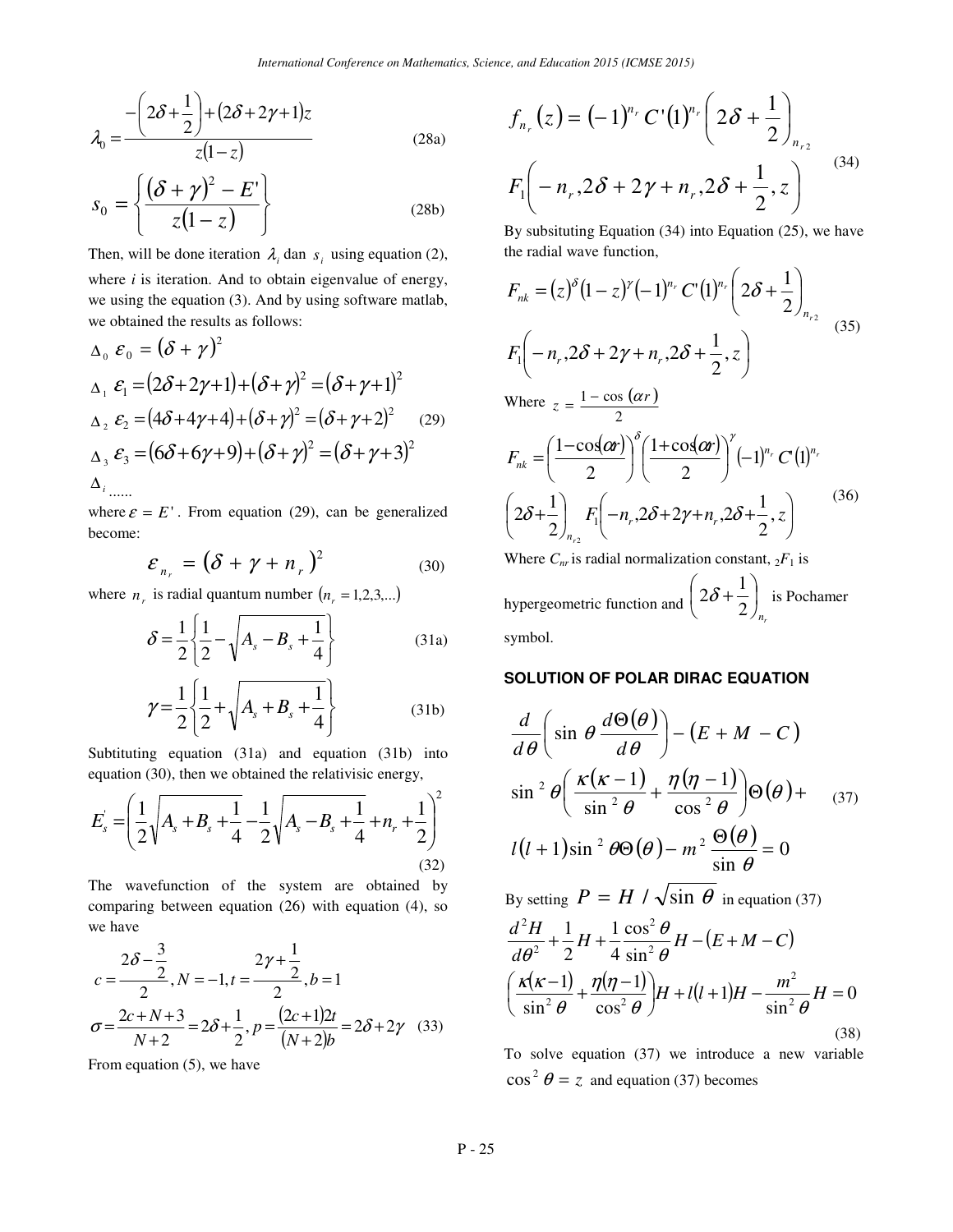$$\lambda_0 = \frac{-\left(2\delta + \frac{1}{2}\right) + (2\delta + 2\gamma + 1)z}{z(1-z)} \tag{28a}$$

$$s_0 = \left\{ \frac{(\delta + \gamma)^2 - E'}{z(1-z)} \right\} \tag{28b}$$

Then, will be done iteration $\lambda_i$ dan $s_i$ using equation (2), where $i$ is iteration. And to obtain eigenvalue of energy, we using the equation (3). And by using software matlab, we obtained the results as follows:

$$\begin{aligned}
&\Delta_0 \; \varepsilon_0 = (\delta + \gamma)^2 \\
&\Delta_1 \; \varepsilon_1 = (2\delta + 2\gamma + 1) + (\delta + \gamma)^2 = (\delta + \gamma + 1)^2 \\
&\Delta_2 \; \varepsilon_2 = (4\delta + 4\gamma + 4) + (\delta + \gamma)^2 = (\delta + \gamma + 2)^2 \\
&\Delta_3 \; \varepsilon_3 = (6\delta + 6\gamma + 9) + (\delta + \gamma)^2 = (\delta + \gamma + 3)^2 \\
&\Delta_i \; ......
\end{aligned} \tag{29}$$

where $\varepsilon = E'$. From equation (29), can be generalized become:

$$\varepsilon_{n_r} = (\delta + \gamma + n_r)^2 \tag{30}$$

where $n_r$ is radial quantum number $(n_r = 1,2,3,...)$

$$\delta = \frac{1}{2}\left\{ \frac{1}{2} - \sqrt{A_s - B_s + \frac{1}{4}} \right\} \tag{31a}$$

$$\gamma = \frac{1}{2}\left\{ \frac{1}{2} + \sqrt{A_s + B_s + \frac{1}{4}} \right\} \tag{31b}$$

Subtituting equation (31a) and equation (31b) into equation (30), then we obtained the relativisic energy,

$$E_s' = \left( \frac{1}{2}\sqrt{A_s + B_s + \frac{1}{4}} - \frac{1}{2}\sqrt{A_s - B_s + \frac{1}{4}} + n_r + \frac{1}{2} \right)^2 \tag{32}$$

The wavefunction of the system are obtained by comparing between equation (26) with equation (4), so we have

$$c = \frac{2\delta - \frac{3}{2}}{2}, N = -1, t = \frac{2\gamma + \frac{1}{2}}{2}, b = 1$$
$$\sigma = \frac{2c + N + 3}{N + 2} = 2\delta + \frac{1}{2}, p = \frac{(2c+1)2t}{(N+2)b} = 2\delta + 2\gamma \tag{33}$$

From equation (5), we have

$$f_{n_r}(z) = (-1)^{n_r} C'(1)^{n_r} \left( 2\delta + \frac{1}{2} \right)_{n_{r2}} F_1\left( -n_r, 2\delta + 2\gamma + n_r, 2\delta + \frac{1}{2}, z \right) \tag{34}$$

By subsituting Equation (34) into Equation (25), we have the radial wave function,

$$F_{nk} = (z)^{\delta}(1-z)^{\gamma}(-1)^{n_r} C'(1)^{n_r} \left( 2\delta + \frac{1}{2} \right)_{n_{r2}} F_1\left( -n_r, 2\delta + 2\gamma + n_r, 2\delta + \frac{1}{2}, z \right) \tag{35}$$

Where $z = \frac{1 - \cos(\alpha r)}{2}$

$$F_{nk} = \left( \frac{1 - \cos(\alpha r)}{2} \right)^{\delta} \left( \frac{1 + \cos(\alpha r)}{2} \right)^{\gamma} (-1)^{n_r} C(1)^{n_r} \left( 2\delta + \frac{1}{2} \right)_{n_{r2}} F_1\left( -n_r, 2\delta + 2\gamma + n_r, 2\delta + \frac{1}{2}, z \right) \tag{36}$$

Where $C_{nr}$ is radial normalization constant, ${}_2F_1$ is hypergeometric function and $\left( 2\delta + \frac{1}{2} \right)_{n_r}$ is Pochamer symbol.

### SOLUTION OF POLAR DIRAC EQUATION

$$\frac{d}{d\theta}\left( \sin\theta \frac{d\Theta(\theta)}{d\theta} \right) - (E + M - C) \sin^2\theta \left( \frac{\kappa(\kappa-1)}{\sin^2\theta} + \frac{\eta(\eta-1)}{\cos^2\theta} \right)\Theta(\theta) + l(l+1)\sin^2\theta\,\Theta(\theta) - m^2 \frac{\Theta(\theta)}{\sin\theta} = 0 \tag{37}$$

By setting $P = H / \sqrt{\sin\theta}$ in equation (37)

$$\frac{d^2H}{d\theta^2} + \frac{1}{2}H + \frac{1}{4}\frac{\cos^2\theta}{\sin^2\theta}H - (E + M - C)\left( \frac{\kappa(\kappa-1)}{\sin^2\theta} + \frac{\eta(\eta-1)}{\cos^2\theta} \right)H + l(l+1)H - \frac{m^2}{\sin^2\theta}H = 0 \tag{38}$$

To solve equation (37) we introduce a new variable $\cos^2\theta = z$ and equation (37) becomes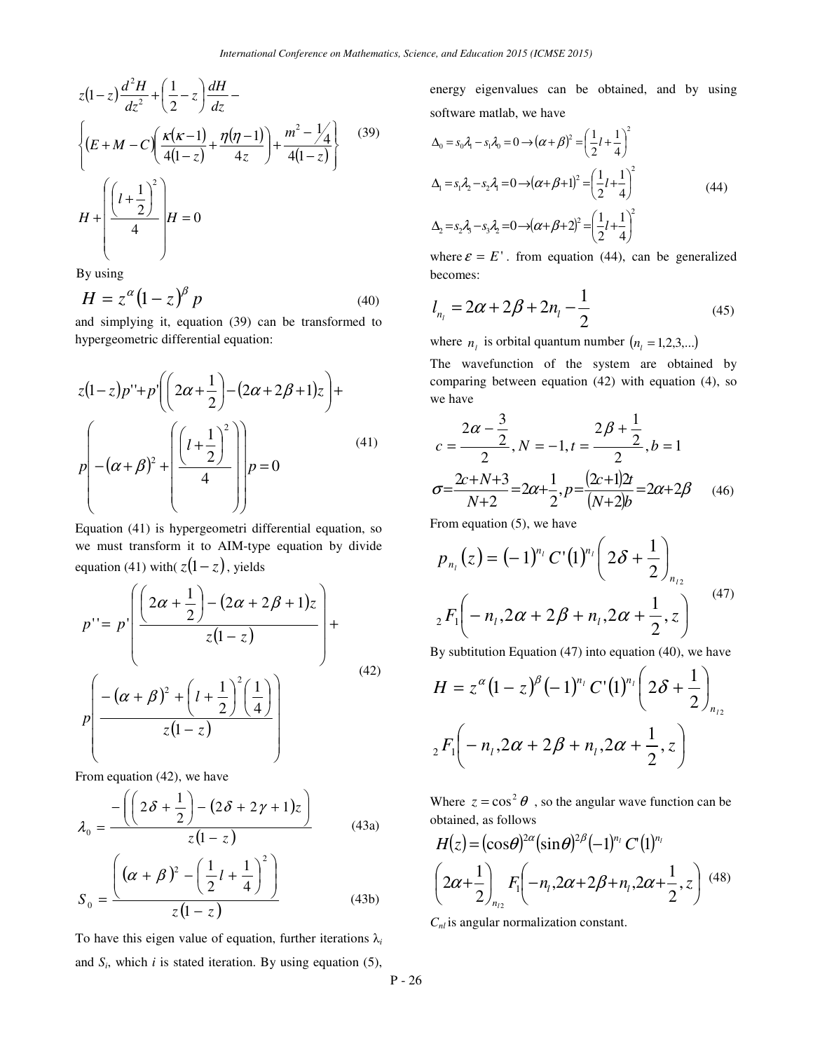$$z(1-z)\frac{d^2H}{dz^2}+\left(\frac{1}{2}-z\right)\frac{dH}{dz}-$$
$$\left\{(E+M-C)\left(\frac{\kappa(\kappa-1)}{4(1-z)}+\frac{\eta(\eta-1)}{4z}\right)+\frac{m^2-\frac{1}{4}}{4(1-z)}\right\} \tag{39}$$
$$H+\left(\frac{\left(l+\frac{1}{2}\right)^2}{4}\right)H=0$$

By using

$$H=z^{\alpha}(1-z)^{\beta}p \tag{40}$$

and simplying it, equation (39) can be transformed to hypergeometric differential equation:

$$z(1-z)p''+p'\left(\left(2\alpha+\frac{1}{2}\right)-(2\alpha+2\beta+1)z\right)+$$
$$p\left(-(\alpha+\beta)^2+\left(\frac{\left(l+\frac{1}{2}\right)^2}{4}\right)\right)p=0 \tag{41}$$

Equation (41) is hypergeometri differential equation, so we must transform it to AIM-type equation by divide equation (41) with( $z(1-z)$, yields

$$p''=p'\left(\frac{\left(2\alpha+\frac{1}{2}\right)-(2\alpha+2\beta+1)z}{z(1-z)}\right)+$$
$$p\left(\frac{-(\alpha+\beta)^2+\left(l+\frac{1}{2}\right)^2\left(\frac{1}{4}\right)}{z(1-z)}\right) \tag{42}$$

From equation (42), we have

$$\lambda_0=\frac{-\left(\left(2\delta+\frac{1}{2}\right)-(2\delta+2\gamma+1)z\right)}{z(1-z)} \tag{43a}$$

$$S_0=\frac{\left((\alpha+\beta)^2-\left(\frac{1}{2}l+\frac{1}{4}\right)^2\right)}{z(1-z)} \tag{43b}$$

To have this eigen value of equation, further iterations $\lambda_i$ and $S_i$, which $i$ is stated iteration. By using equation (5), energy eigenvalues can be obtained, and by using software matlab, we have

$$\begin{aligned}
\Delta_0&=s_0\lambda_1-s_1\lambda_0=0\rightarrow(\alpha+\beta)^2=\left(\frac{1}{2}l+\frac{1}{4}\right)^2\\
\Delta_1&=s_1\lambda_2-s_2\lambda_1=0\rightarrow(\alpha+\beta+1)^2=\left(\frac{1}{2}l+\frac{1}{4}\right)^2\\
\Delta_2&=s_2\lambda_3-s_3\lambda_2=0\rightarrow(\alpha+\beta+2)^2=\left(\frac{1}{2}l+\frac{1}{4}\right)^2
\end{aligned} \tag{44}$$

where $\varepsilon=E'$. from equation (44), can be generalized becomes:

$$l_{n_l}=2\alpha+2\beta+2n_l-\frac{1}{2} \tag{45}$$

where $n_l$ is orbital quantum number $(n_l=1,2,3,...)$

The wavefunction of the system are obtained by comparing between equation (42) with equation (4), so we have

$$c=\frac{2\alpha-\frac{3}{2}}{2},\ N=-1,\ t=\frac{2\beta+\frac{1}{2}}{2},\ b=1$$
$$\sigma=\frac{2c+N+3}{N+2}=2\alpha+\frac{1}{2},\ p=\frac{(2c+1)2t}{(N+2)b}=2\alpha+2\beta \tag{46}$$

From equation (5), we have

$$p_{n_l}(z)=(-1)^{n_l}C'(1)^{n_l}\left(2\delta+\frac{1}{2}\right)_{n_{l2}}$$
$${}_2F_1\left(-n_l,2\alpha+2\beta+n_l,2\alpha+\frac{1}{2},z\right) \tag{47}$$

By subtitution Equation (47) into equation (40), we have

$$H=z^{\alpha}(1-z)^{\beta}(-1)^{n_l}C'(1)^{n_l}\left(2\delta+\frac{1}{2}\right)_{n_{l2}}$$
$${}_2F_1\left(-n_l,2\alpha+2\beta+n_l,2\alpha+\frac{1}{2},z\right)$$

Where $z=\cos^2\theta$ , so the angular wave function can be obtained, as follows

$$H(z)=(\cos\theta)^{2\alpha}(\sin\theta)^{2\beta}(-1)^{n_l}C'(1)^{n_l}$$
$$\left(2\alpha+\frac{1}{2}\right)_{n_{l2}}F_1\left(-n_l,2\alpha+2\beta+n_l,2\alpha+\frac{1}{2},z\right) \tag{48}$$

$C_{nl}$ is angular normalization constant.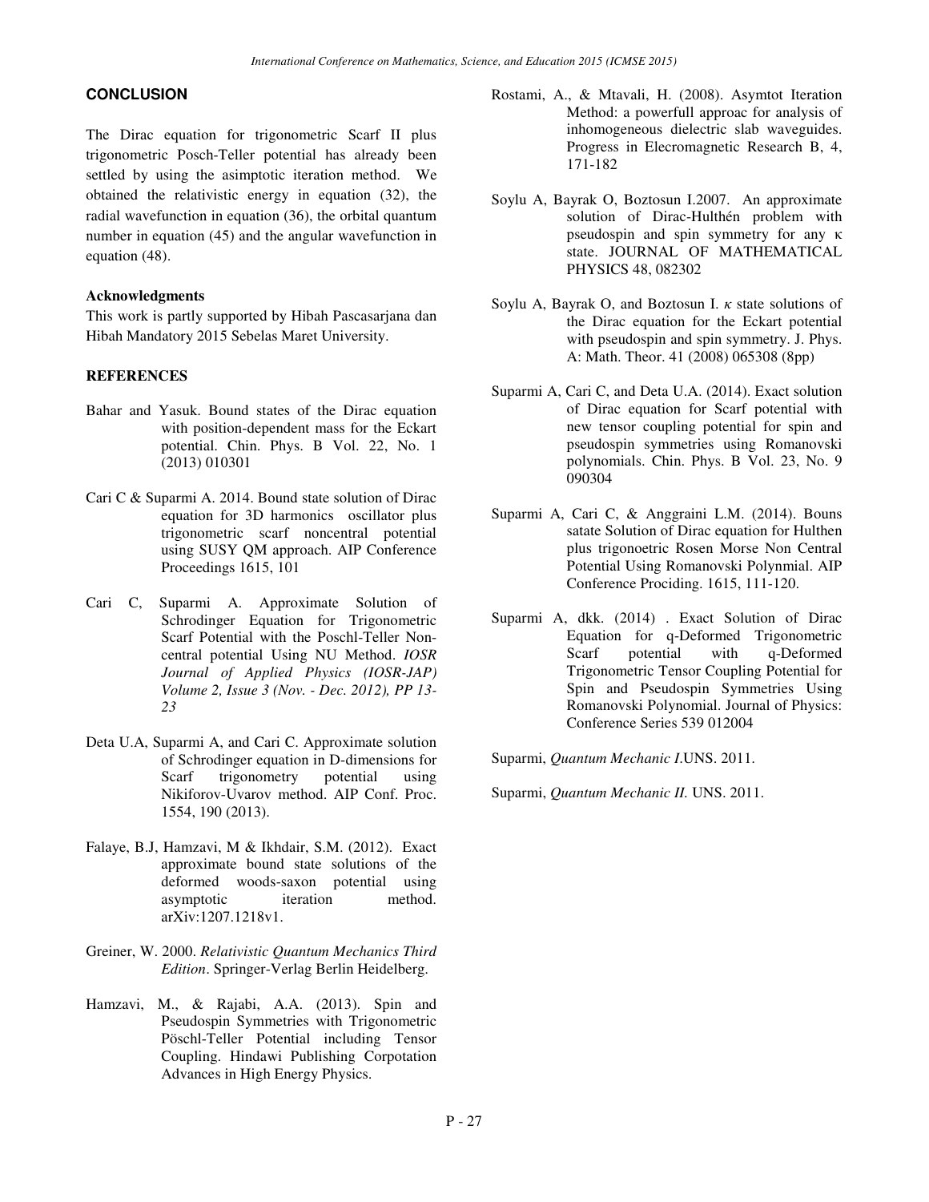## CONCLUSION

The Dirac equation for trigonometric Scarf II plus trigonometric Posch-Teller potential has already been settled by using the asimptotic iteration method. We obtained the relativistic energy in equation (32), the radial wavefunction in equation (36), the orbital quantum number in equation (45) and the angular wavefunction in equation (48).

### Acknowledgments

This work is partly supported by Hibah Pascasarjana dan Hibah Mandatory 2015 Sebelas Maret University.

## REFERENCES

Bahar and Yasuk. Bound states of the Dirac equation with position-dependent mass for the Eckart potential. Chin. Phys. B Vol. 22, No. 1 (2013) 010301

Cari C & Suparmi A. 2014. Bound state solution of Dirac equation for 3D harmonics oscillator plus trigonometric scarf noncentral potential using SUSY QM approach. AIP Conference Proceedings 1615, 101

Cari C, Suparmi A. Approximate Solution of Schrodinger Equation for Trigonometric Scarf Potential with the Poschl-Teller Non-central potential Using NU Method. *IOSR Journal of Applied Physics (IOSR-JAP) Volume 2, Issue 3 (Nov. - Dec. 2012), PP 13-23*

Deta U.A, Suparmi A, and Cari C. Approximate solution of Schrodinger equation in D-dimensions for Scarf trigonometry potential using Nikiforov-Uvarov method. AIP Conf. Proc. 1554, 190 (2013).

Falaye, B.J, Hamzavi, M & Ikhdair, S.M. (2012). Exact approximate bound state solutions of the deformed woods-saxon potential using asymptotic iteration method. arXiv:1207.1218v1.

Greiner, W. 2000. *Relativistic Quantum Mechanics Third Edition*. Springer-Verlag Berlin Heidelberg.

Hamzavi, M., & Rajabi, A.A. (2013). Spin and Pseudospin Symmetries with Trigonometric Pöschl-Teller Potential including Tensor Coupling. Hindawi Publishing Corpotation Advances in High Energy Physics.

Rostami, A., & Mtavali, H. (2008). Asymtot Iteration Method: a powerfull approac for analysis of inhomogeneous dielectric slab waveguides. Progress in Elecromagnetic Research B, 4, 171-182

Soylu A, Bayrak O, Boztosun I.2007. An approximate solution of Dirac-Hulthén problem with pseudospin and spin symmetry for any κ state. JOURNAL OF MATHEMATICAL PHYSICS 48, 082302

Soylu A, Bayrak O, and Boztosun I. *κ* state solutions of the Dirac equation for the Eckart potential with pseudospin and spin symmetry. J. Phys. A: Math. Theor. 41 (2008) 065308 (8pp)

Suparmi A, Cari C, and Deta U.A. (2014). Exact solution of Dirac equation for Scarf potential with new tensor coupling potential for spin and pseudospin symmetries using Romanovski polynomials. Chin. Phys. B Vol. 23, No. 9 090304

Suparmi A, Cari C, & Anggraini L.M. (2014). Bouns satate Solution of Dirac equation for Hulthen plus trigonoetric Rosen Morse Non Central Potential Using Romanovski Polynmial. AIP Conference Prociding. 1615, 111-120.

Suparmi A, dkk. (2014) . Exact Solution of Dirac Equation for q-Deformed Trigonometric Scarf potential with q-Deformed Trigonometric Tensor Coupling Potential for Spin and Pseudospin Symmetries Using Romanovski Polynomial. Journal of Physics: Conference Series 539 012004

Suparmi, *Quantum Mechanic I*.UNS. 2011.

Suparmi, *Quantum Mechanic II.* UNS. 2011.